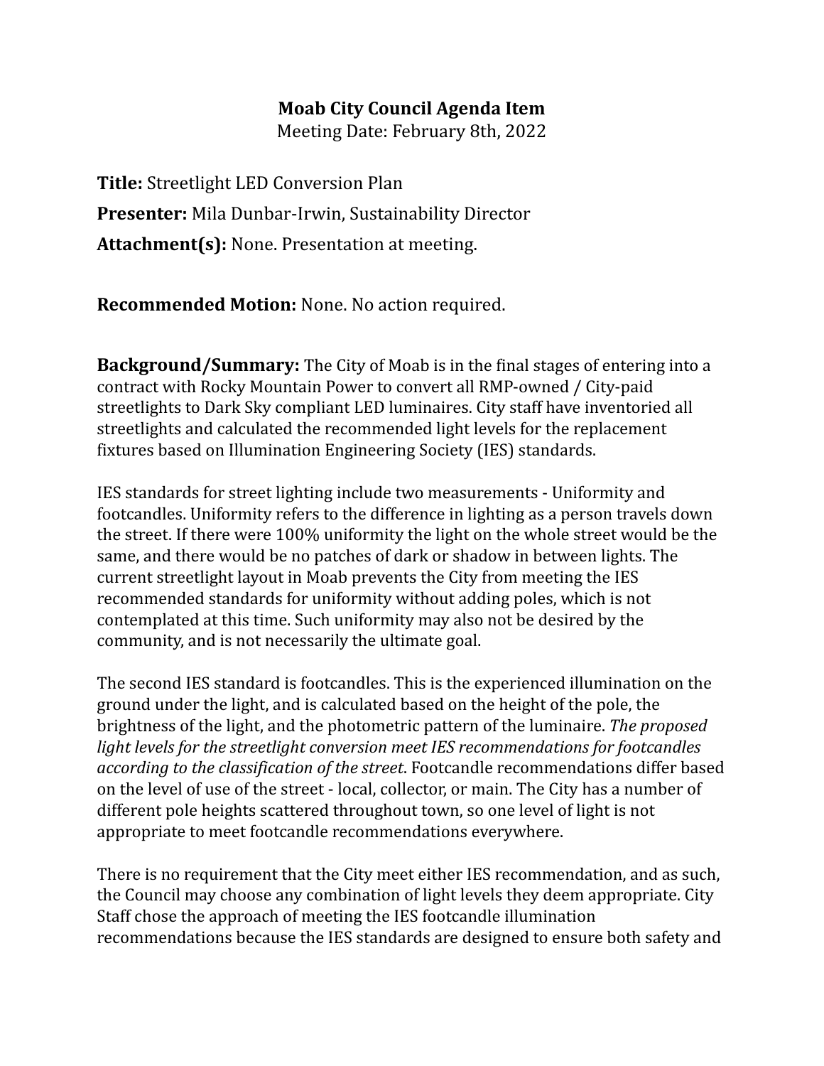**Moab City Council Agenda Item**
Meeting Date: February 8th, 2022

**Title:** Streetlight LED Conversion Plan

**Presenter:** Mila Dunbar-Irwin, Sustainability Director

**Attachment(s):** None. Presentation at meeting.

**Recommended Motion:** None. No action required.

**Background/Summary:** The City of Moab is in the final stages of entering into a contract with Rocky Mountain Power to convert all RMP-owned / City-paid streetlights to Dark Sky compliant LED luminaires. City staff have inventoried all streetlights and calculated the recommended light levels for the replacement fixtures based on Illumination Engineering Society (IES) standards.

IES standards for street lighting include two measurements - Uniformity and footcandles. Uniformity refers to the difference in lighting as a person travels down the street. If there were 100% uniformity the light on the whole street would be the same, and there would be no patches of dark or shadow in between lights. The current streetlight layout in Moab prevents the City from meeting the IES recommended standards for uniformity without adding poles, which is not contemplated at this time. Such uniformity may also not be desired by the community, and is not necessarily the ultimate goal.

The second IES standard is footcandles. This is the experienced illumination on the ground under the light, and is calculated based on the height of the pole, the brightness of the light, and the photometric pattern of the luminaire. *The proposed light levels for the streetlight conversion meet IES recommendations for footcandles according to the classification of the street*. Footcandle recommendations differ based on the level of use of the street - local, collector, or main. The City has a number of different pole heights scattered throughout town, so one level of light is not appropriate to meet footcandle recommendations everywhere.

There is no requirement that the City meet either IES recommendation, and as such, the Council may choose any combination of light levels they deem appropriate. City Staff chose the approach of meeting the IES footcandle illumination recommendations because the IES standards are designed to ensure both safety and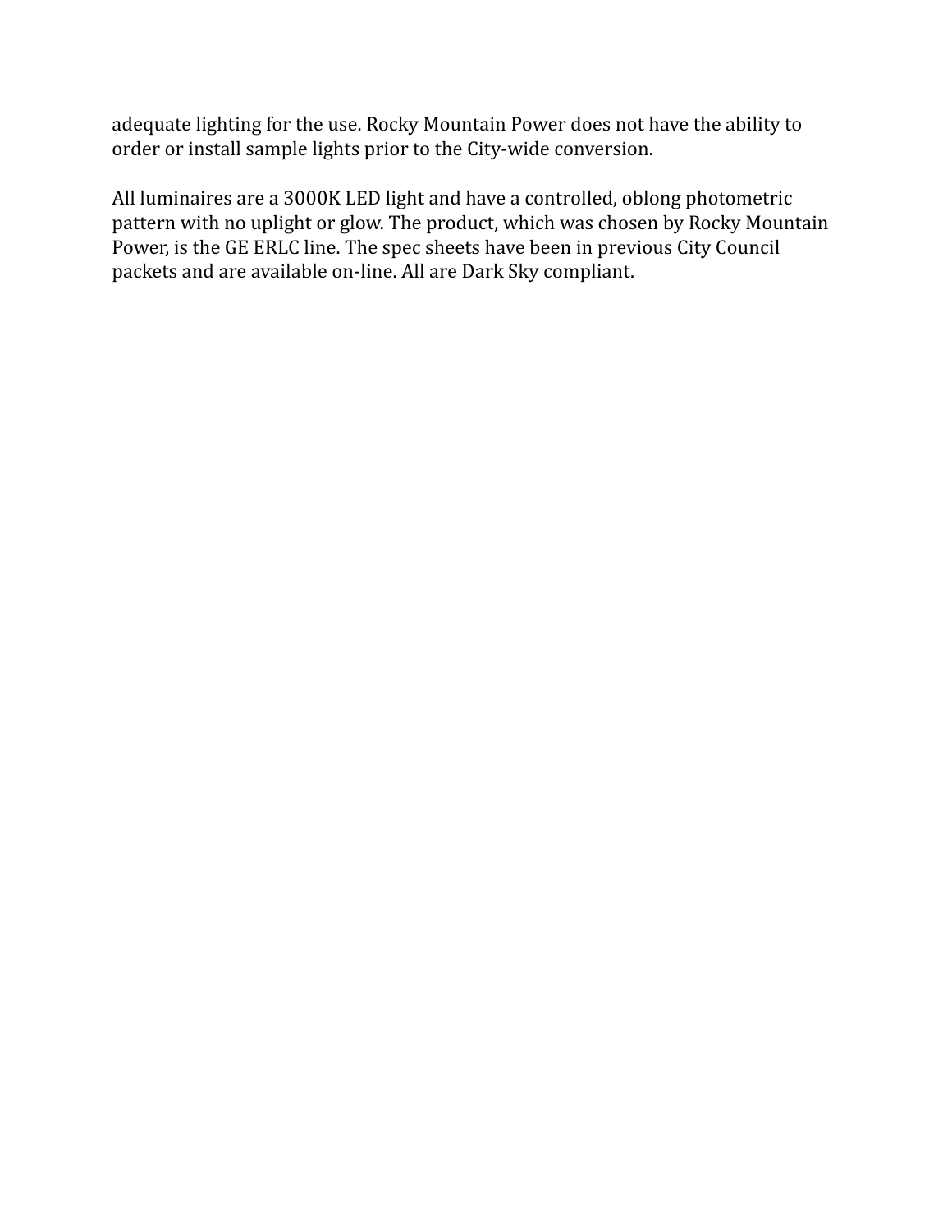adequate lighting for the use. Rocky Mountain Power does not have the ability to order or install sample lights prior to the City-wide conversion.

All luminaires are a 3000K LED light and have a controlled, oblong photometric pattern with no uplight or glow. The product, which was chosen by Rocky Mountain Power, is the GE ERLC line. The spec sheets have been in previous City Council packets and are available on-line. All are Dark Sky compliant.